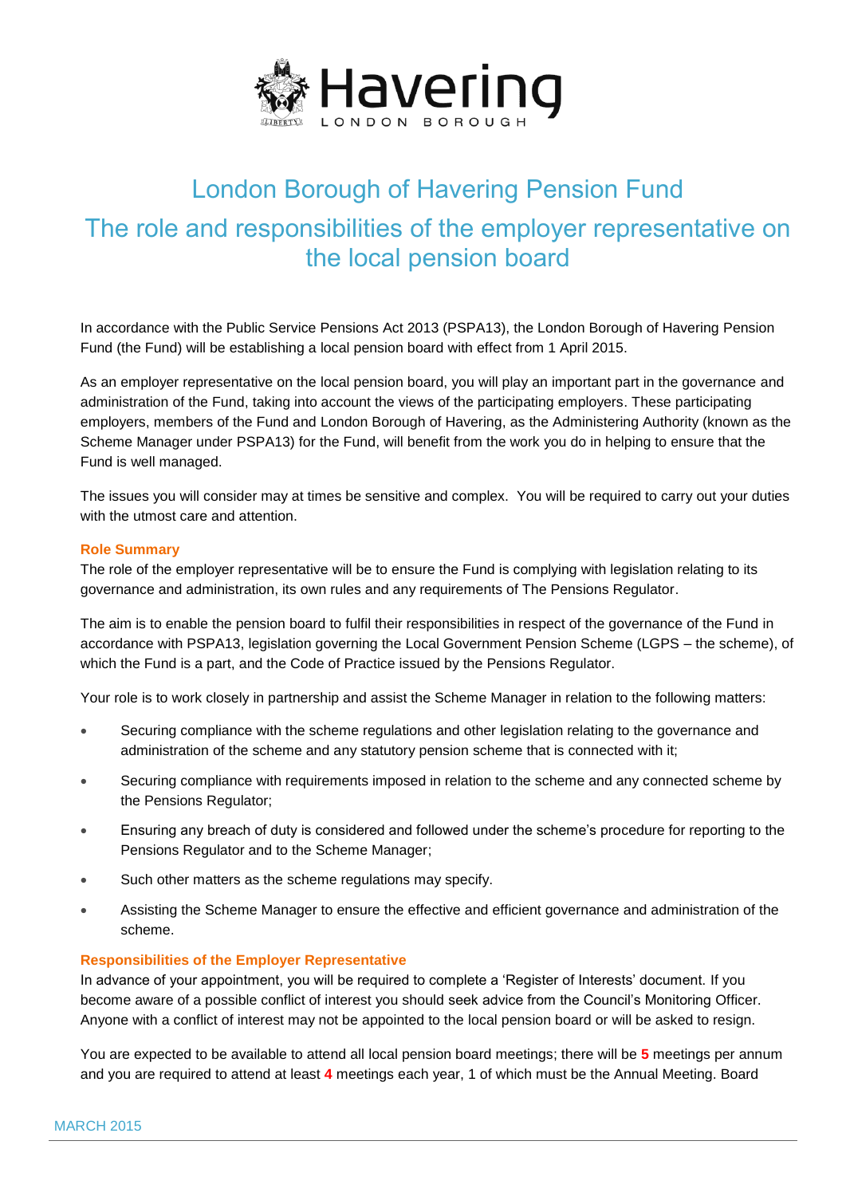# London Borough of Havering Pension Fund

## The role and responsibilities of the employer representative on the local pension board

In accordance with the Public Service Pensions Act 2013 (PSPA13), the London Borough of Havering Pension Fund (the Fund) will be establishing a local pension board with effect from 1 April 2015.

As an employer representative on the local pension board, you will play an important part in the governance and administration of the Fund, taking into account the views of the participating employers. These participating employers, members of the Fund and London Borough of Havering, as the Administering Authority (known as the Scheme Manager under PSPA13) for the Fund, will benefit from the work you do in helping to ensure that the Fund is well managed.

The issues you will consider may at times be sensitive and complex. You will be required to carry out your duties with the utmost care and attention.

### Role Summary

The role of the employer representative will be to ensure the Fund is complying with legislation relating to its governance and administration, its own rules and any requirements of The Pensions Regulator.

The aim is to enable the pension board to fulfil their responsibilities in respect of the governance of the Fund in accordance with PSPA13, legislation governing the Local Government Pension Scheme (LGPS – the scheme), of which the Fund is a part, and the Code of Practice issued by the Pensions Regulator.

Your role is to work closely in partnership and assist the Scheme Manager in relation to the following matters:

- Securing compliance with the scheme regulations and other legislation relating to the governance and administration of the scheme and any statutory pension scheme that is connected with it;
- Securing compliance with requirements imposed in relation to the scheme and any connected scheme by the Pensions Regulator;
- Ensuring any breach of duty is considered and followed under the scheme's procedure for reporting to the Pensions Regulator and to the Scheme Manager;
- Such other matters as the scheme regulations may specify.
- Assisting the Scheme Manager to ensure the effective and efficient governance and administration of the scheme.

### Responsibilities of the Employer Representative

In advance of your appointment, you will be required to complete a 'Register of Interests' document. If you become aware of a possible conflict of interest you should seek advice from the Council's Monitoring Officer. Anyone with a conflict of interest may not be appointed to the local pension board or will be asked to resign.

You are expected to be available to attend all local pension board meetings; there will be **5** meetings per annum and you are required to attend at least **4** meetings each year, 1 of which must be the Annual Meeting. Board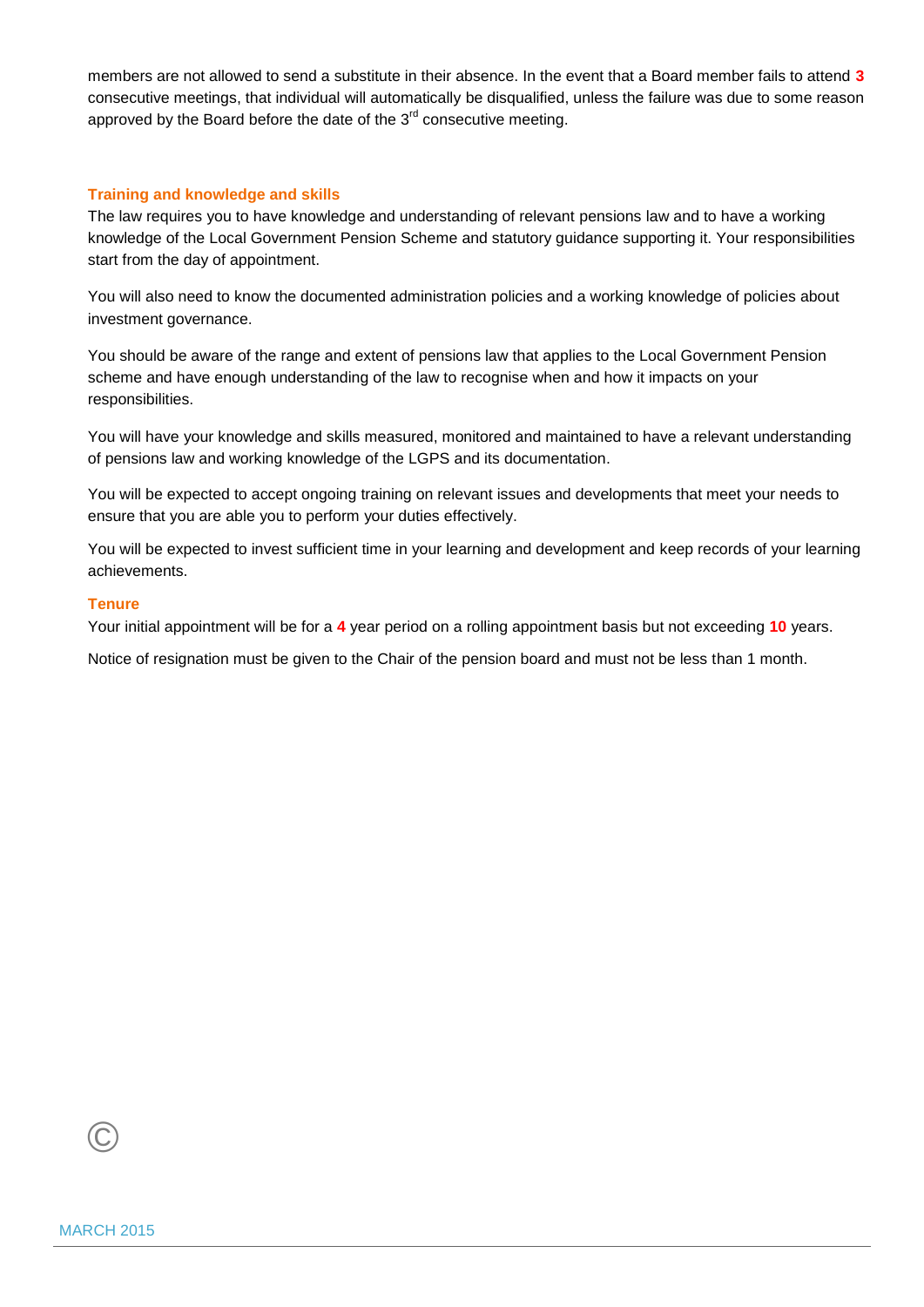members are not allowed to send a substitute in their absence. In the event that a Board member fails to attend **3** consecutive meetings, that individual will automatically be disqualified, unless the failure was due to some reason approved by the Board before the date of the 3rd consecutive meeting.

### Training and knowledge and skills

The law requires you to have knowledge and understanding of relevant pensions law and to have a working knowledge of the Local Government Pension Scheme and statutory guidance supporting it. Your responsibilities start from the day of appointment.

You will also need to know the documented administration policies and a working knowledge of policies about investment governance.

You should be aware of the range and extent of pensions law that applies to the Local Government Pension scheme and have enough understanding of the law to recognise when and how it impacts on your responsibilities.

You will have your knowledge and skills measured, monitored and maintained to have a relevant understanding of pensions law and working knowledge of the LGPS and its documentation.

You will be expected to accept ongoing training on relevant issues and developments that meet your needs to ensure that you are able you to perform your duties effectively.

You will be expected to invest sufficient time in your learning and development and keep records of your learning achievements.

### Tenure

Your initial appointment will be for a **4** year period on a rolling appointment basis but not exceeding **10** years.

Notice of resignation must be given to the Chair of the pension board and must not be less than 1 month.

©